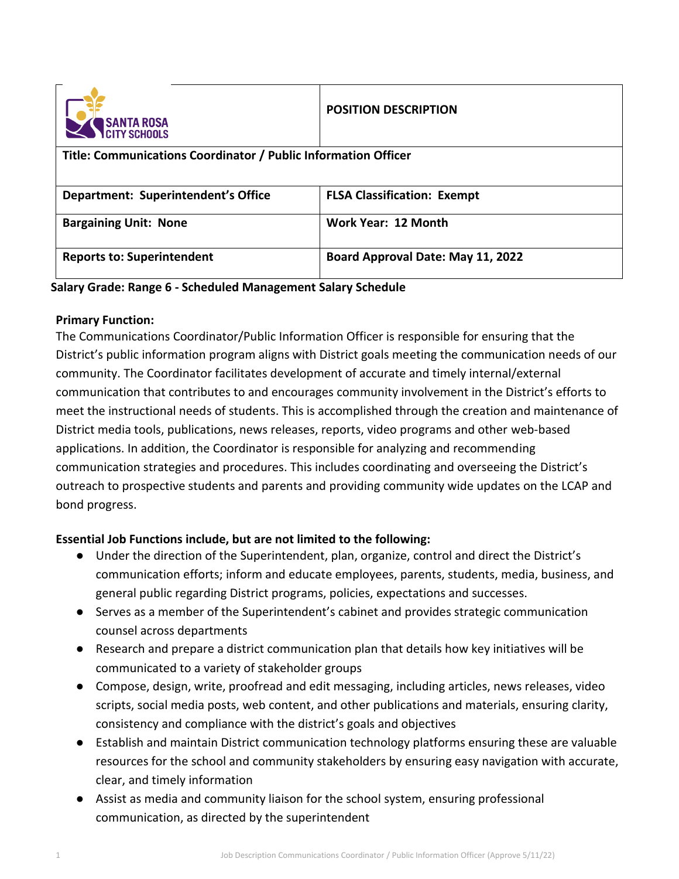| SANTA ROSA CITY SCHOOLS | POSITION DESCRIPTION |
|---|---|
| **Title: Communications Coordinator / Public Information Officer** | |
| **Department: Superintendent's Office** | **FLSA Classification: Exempt** |
| **Bargaining Unit: None** | **Work Year: 12 Month** |
| **Reports to: Superintendent** | **Board Approval Date: May 11, 2022** |

**Salary Grade: Range 6 - Scheduled Management Salary Schedule**

**Primary Function:**

The Communications Coordinator/Public Information Officer is responsible for ensuring that the District's public information program aligns with District goals meeting the communication needs of our community. The Coordinator facilitates development of accurate and timely internal/external communication that contributes to and encourages community involvement in the District's efforts to meet the instructional needs of students. This is accomplished through the creation and maintenance of District media tools, publications, news releases, reports, video programs and other web-based applications. In addition, the Coordinator is responsible for analyzing and recommending communication strategies and procedures. This includes coordinating and overseeing the District's outreach to prospective students and parents and providing community wide updates on the LCAP and bond progress.

**Essential Job Functions include, but are not limited to the following:**

- Under the direction of the Superintendent, plan, organize, control and direct the District's communication efforts; inform and educate employees, parents, students, media, business, and general public regarding District programs, policies, expectations and successes.
- Serves as a member of the Superintendent's cabinet and provides strategic communication counsel across departments
- Research and prepare a district communication plan that details how key initiatives will be communicated to a variety of stakeholder groups
- Compose, design, write, proofread and edit messaging, including articles, news releases, video scripts, social media posts, web content, and other publications and materials, ensuring clarity, consistency and compliance with the district's goals and objectives
- Establish and maintain District communication technology platforms ensuring these are valuable resources for the school and community stakeholders by ensuring easy navigation with accurate, clear, and timely information
- Assist as media and community liaison for the school system, ensuring professional communication, as directed by the superintendent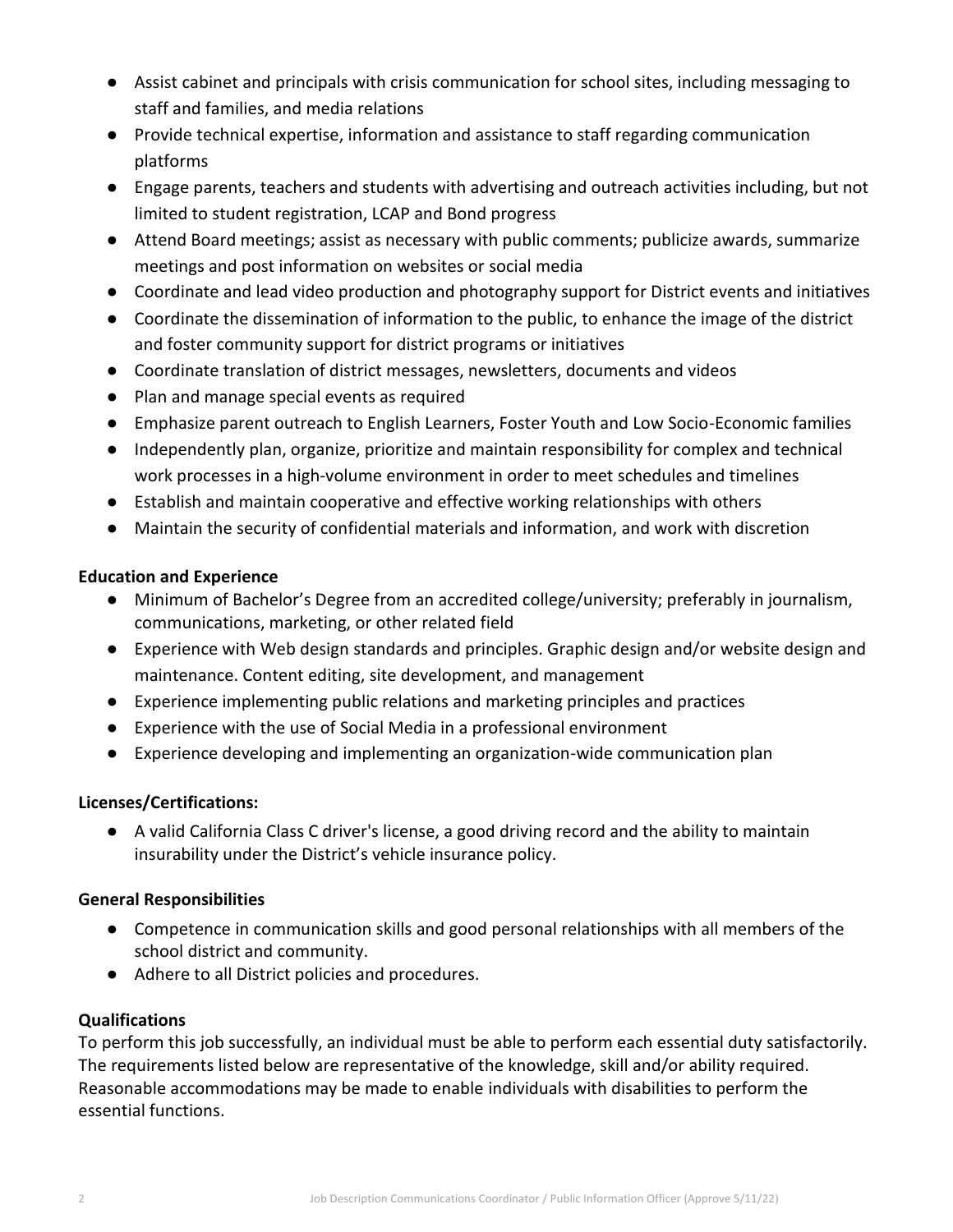- Assist cabinet and principals with crisis communication for school sites, including messaging to staff and families, and media relations
- Provide technical expertise, information and assistance to staff regarding communication platforms
- Engage parents, teachers and students with advertising and outreach activities including, but not limited to student registration, LCAP and Bond progress
- Attend Board meetings; assist as necessary with public comments; publicize awards, summarize meetings and post information on websites or social media
- Coordinate and lead video production and photography support for District events and initiatives
- Coordinate the dissemination of information to the public, to enhance the image of the district and foster community support for district programs or initiatives
- Coordinate translation of district messages, newsletters, documents and videos
- Plan and manage special events as required
- Emphasize parent outreach to English Learners, Foster Youth and Low Socio-Economic families
- Independently plan, organize, prioritize and maintain responsibility for complex and technical work processes in a high-volume environment in order to meet schedules and timelines
- Establish and maintain cooperative and effective working relationships with others
- Maintain the security of confidential materials and information, and work with discretion

**Education and Experience**

- Minimum of Bachelor's Degree from an accredited college/university; preferably in journalism, communications, marketing, or other related field
- Experience with Web design standards and principles. Graphic design and/or website design and maintenance. Content editing, site development, and management
- Experience implementing public relations and marketing principles and practices
- Experience with the use of Social Media in a professional environment
- Experience developing and implementing an organization-wide communication plan

**Licenses/Certifications:**

- A valid California Class C driver's license, a good driving record and the ability to maintain insurability under the District's vehicle insurance policy.

**General Responsibilities**

- Competence in communication skills and good personal relationships with all members of the school district and community.
- Adhere to all District policies and procedures.

**Qualifications**

To perform this job successfully, an individual must be able to perform each essential duty satisfactorily. The requirements listed below are representative of the knowledge, skill and/or ability required. Reasonable accommodations may be made to enable individuals with disabilities to perform the essential functions.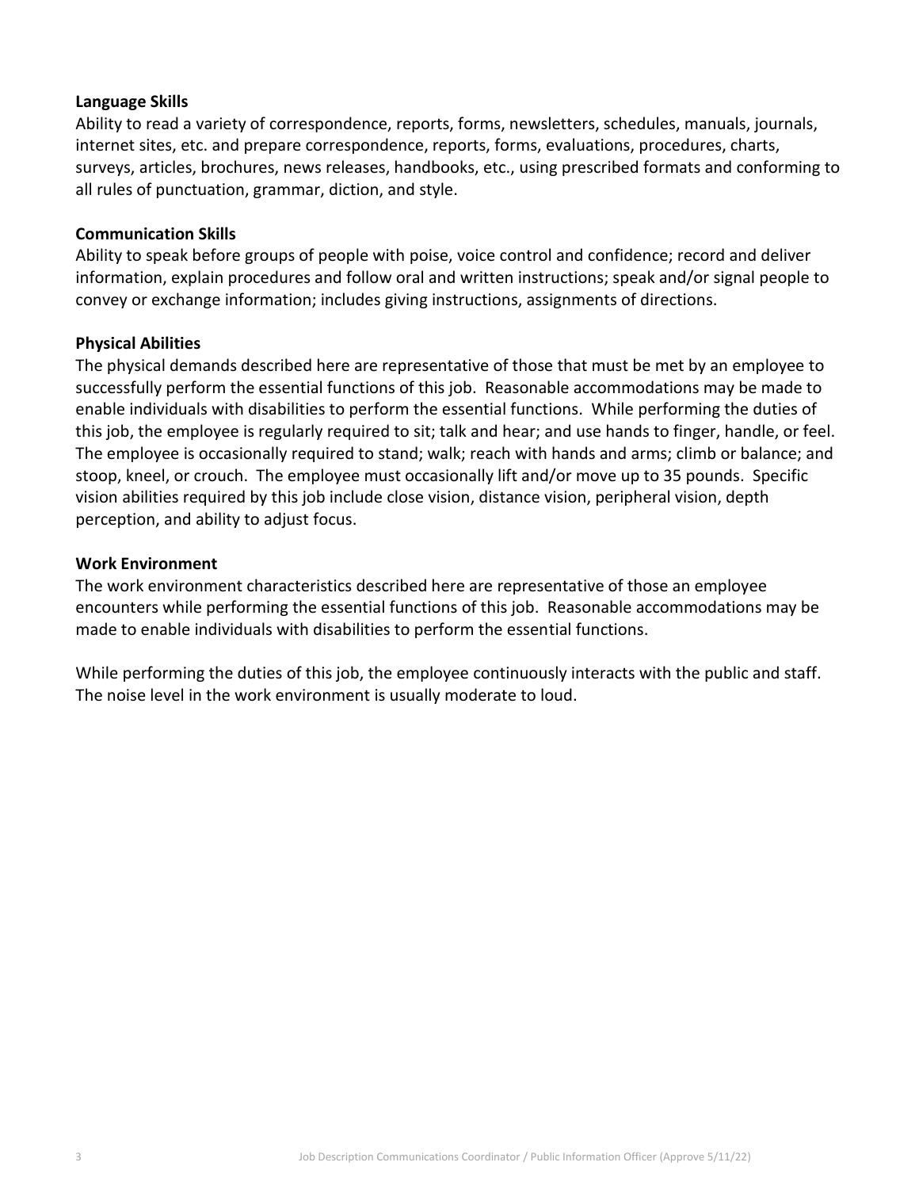**Language Skills**

Ability to read a variety of correspondence, reports, forms, newsletters, schedules, manuals, journals, internet sites, etc. and prepare correspondence, reports, forms, evaluations, procedures, charts, surveys, articles, brochures, news releases, handbooks, etc., using prescribed formats and conforming to all rules of punctuation, grammar, diction, and style.

**Communication Skills**

Ability to speak before groups of people with poise, voice control and confidence; record and deliver information, explain procedures and follow oral and written instructions; speak and/or signal people to convey or exchange information; includes giving instructions, assignments of directions.

**Physical Abilities**

The physical demands described here are representative of those that must be met by an employee to successfully perform the essential functions of this job. Reasonable accommodations may be made to enable individuals with disabilities to perform the essential functions. While performing the duties of this job, the employee is regularly required to sit; talk and hear; and use hands to finger, handle, or feel. The employee is occasionally required to stand; walk; reach with hands and arms; climb or balance; and stoop, kneel, or crouch. The employee must occasionally lift and/or move up to 35 pounds. Specific vision abilities required by this job include close vision, distance vision, peripheral vision, depth perception, and ability to adjust focus.

**Work Environment**

The work environment characteristics described here are representative of those an employee encounters while performing the essential functions of this job. Reasonable accommodations may be made to enable individuals with disabilities to perform the essential functions.

While performing the duties of this job, the employee continuously interacts with the public and staff. The noise level in the work environment is usually moderate to loud.